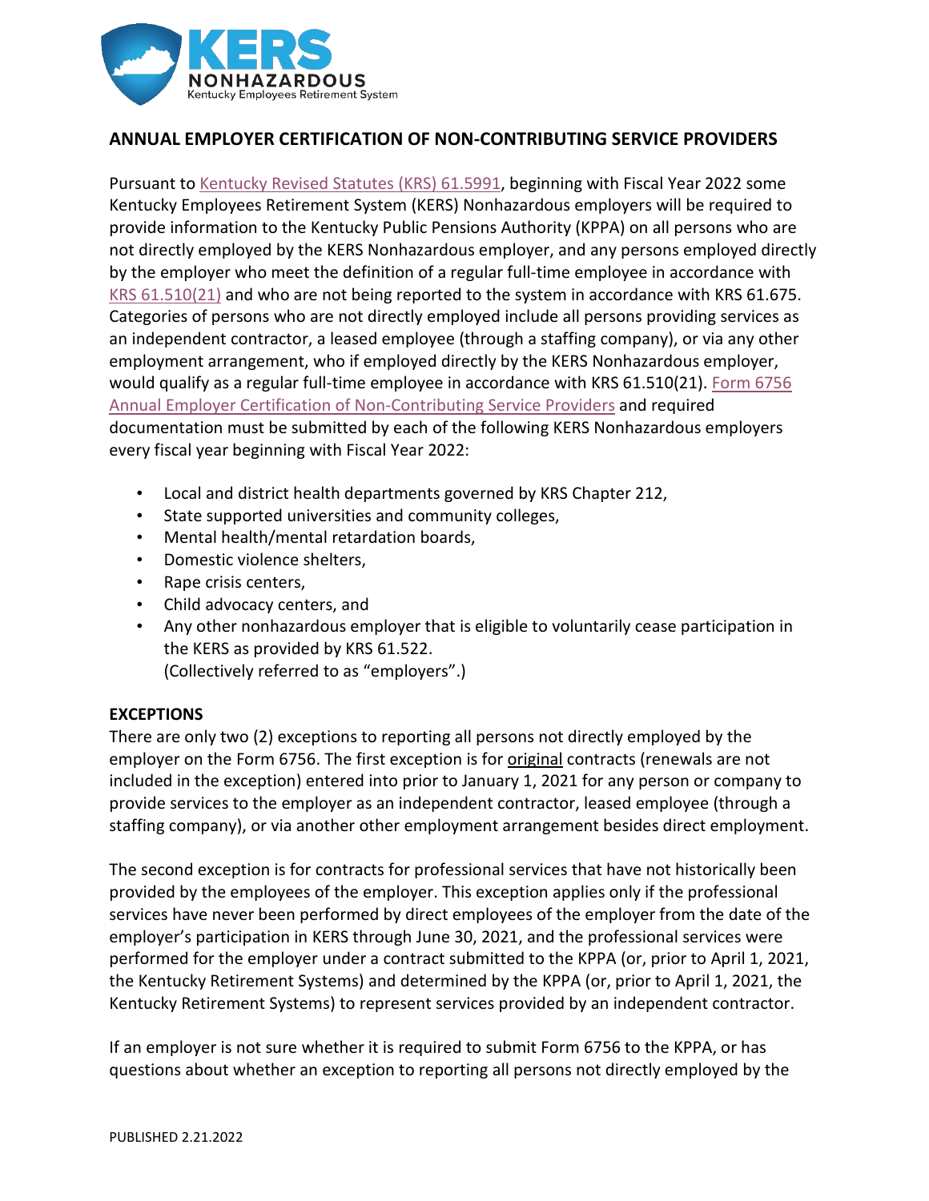KERS NONHAZARDOUS
Kentucky Employees Retirement System

## ANNUAL EMPLOYER CERTIFICATION OF NON-CONTRIBUTING SERVICE PROVIDERS

Pursuant to Kentucky Revised Statutes (KRS) 61.5991, beginning with Fiscal Year 2022 some Kentucky Employees Retirement System (KERS) Nonhazardous employers will be required to provide information to the Kentucky Public Pensions Authority (KPPA) on all persons who are not directly employed by the KERS Nonhazardous employer, and any persons employed directly by the employer who meet the definition of a regular full-time employee in accordance with KRS 61.510(21) and who are not being reported to the system in accordance with KRS 61.675. Categories of persons who are not directly employed include all persons providing services as an independent contractor, a leased employee (through a staffing company), or via any other employment arrangement, who if employed directly by the KERS Nonhazardous employer, would qualify as a regular full-time employee in accordance with KRS 61.510(21). Form 6756 Annual Employer Certification of Non-Contributing Service Providers and required documentation must be submitted by each of the following KERS Nonhazardous employers every fiscal year beginning with Fiscal Year 2022:

- Local and district health departments governed by KRS Chapter 212,
- State supported universities and community colleges,
- Mental health/mental retardation boards,
- Domestic violence shelters,
- Rape crisis centers,
- Child advocacy centers, and
- Any other nonhazardous employer that is eligible to voluntarily cease participation in the KERS as provided by KRS 61.522.
  (Collectively referred to as "employers".)

**EXCEPTIONS**

There are only two (2) exceptions to reporting all persons not directly employed by the employer on the Form 6756. The first exception is for original contracts (renewals are not included in the exception) entered into prior to January 1, 2021 for any person or company to provide services to the employer as an independent contractor, leased employee (through a staffing company), or via another other employment arrangement besides direct employment.

The second exception is for contracts for professional services that have not historically been provided by the employees of the employer. This exception applies only if the professional services have never been performed by direct employees of the employer from the date of the employer's participation in KERS through June 30, 2021, and the professional services were performed for the employer under a contract submitted to the KPPA (or, prior to April 1, 2021, the Kentucky Retirement Systems) and determined by the KPPA (or, prior to April 1, 2021, the Kentucky Retirement Systems) to represent services provided by an independent contractor.

If an employer is not sure whether it is required to submit Form 6756 to the KPPA, or has questions about whether an exception to reporting all persons not directly employed by the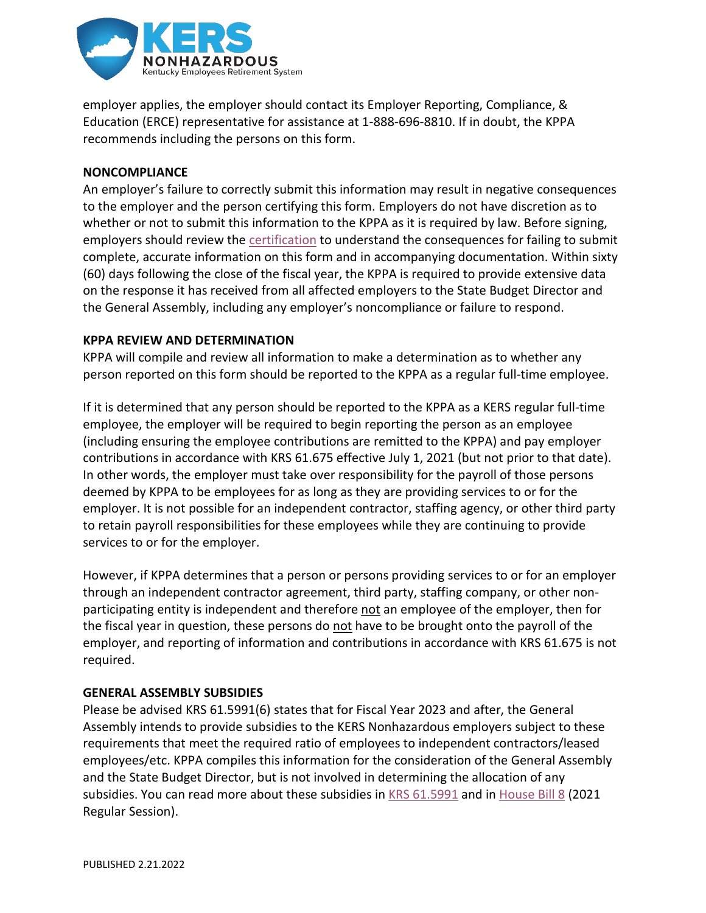employer applies, the employer should contact its Employer Reporting, Compliance, & Education (ERCE) representative for assistance at 1-888-696-8810. If in doubt, the KPPA recommends including the persons on this form.

**NONCOMPLIANCE**

An employer's failure to correctly submit this information may result in negative consequences to the employer and the person certifying this form. Employers do not have discretion as to whether or not to submit this information to the KPPA as it is required by law. Before signing, employers should review the certification to understand the consequences for failing to submit complete, accurate information on this form and in accompanying documentation. Within sixty (60) days following the close of the fiscal year, the KPPA is required to provide extensive data on the response it has received from all affected employers to the State Budget Director and the General Assembly, including any employer's noncompliance or failure to respond.

**KPPA REVIEW AND DETERMINATION**

KPPA will compile and review all information to make a determination as to whether any person reported on this form should be reported to the KPPA as a regular full-time employee.

If it is determined that any person should be reported to the KPPA as a KERS regular full-time employee, the employer will be required to begin reporting the person as an employee (including ensuring the employee contributions are remitted to the KPPA) and pay employer contributions in accordance with KRS 61.675 effective July 1, 2021 (but not prior to that date). In other words, the employer must take over responsibility for the payroll of those persons deemed by KPPA to be employees for as long as they are providing services to or for the employer. It is not possible for an independent contractor, staffing agency, or other third party to retain payroll responsibilities for these employees while they are continuing to provide services to or for the employer.

However, if KPPA determines that a person or persons providing services to or for an employer through an independent contractor agreement, third party, staffing company, or other non-participating entity is independent and therefore not an employee of the employer, then for the fiscal year in question, these persons do not have to be brought onto the payroll of the employer, and reporting of information and contributions in accordance with KRS 61.675 is not required.

**GENERAL ASSEMBLY SUBSIDIES**

Please be advised KRS 61.5991(6) states that for Fiscal Year 2023 and after, the General Assembly intends to provide subsidies to the KERS Nonhazardous employers subject to these requirements that meet the required ratio of employees to independent contractors/leased employees/etc. KPPA compiles this information for the consideration of the General Assembly and the State Budget Director, but is not involved in determining the allocation of any subsidies. You can read more about these subsidies in KRS 61.5991 and in House Bill 8 (2021 Regular Session).

PUBLISHED 2.21.2022